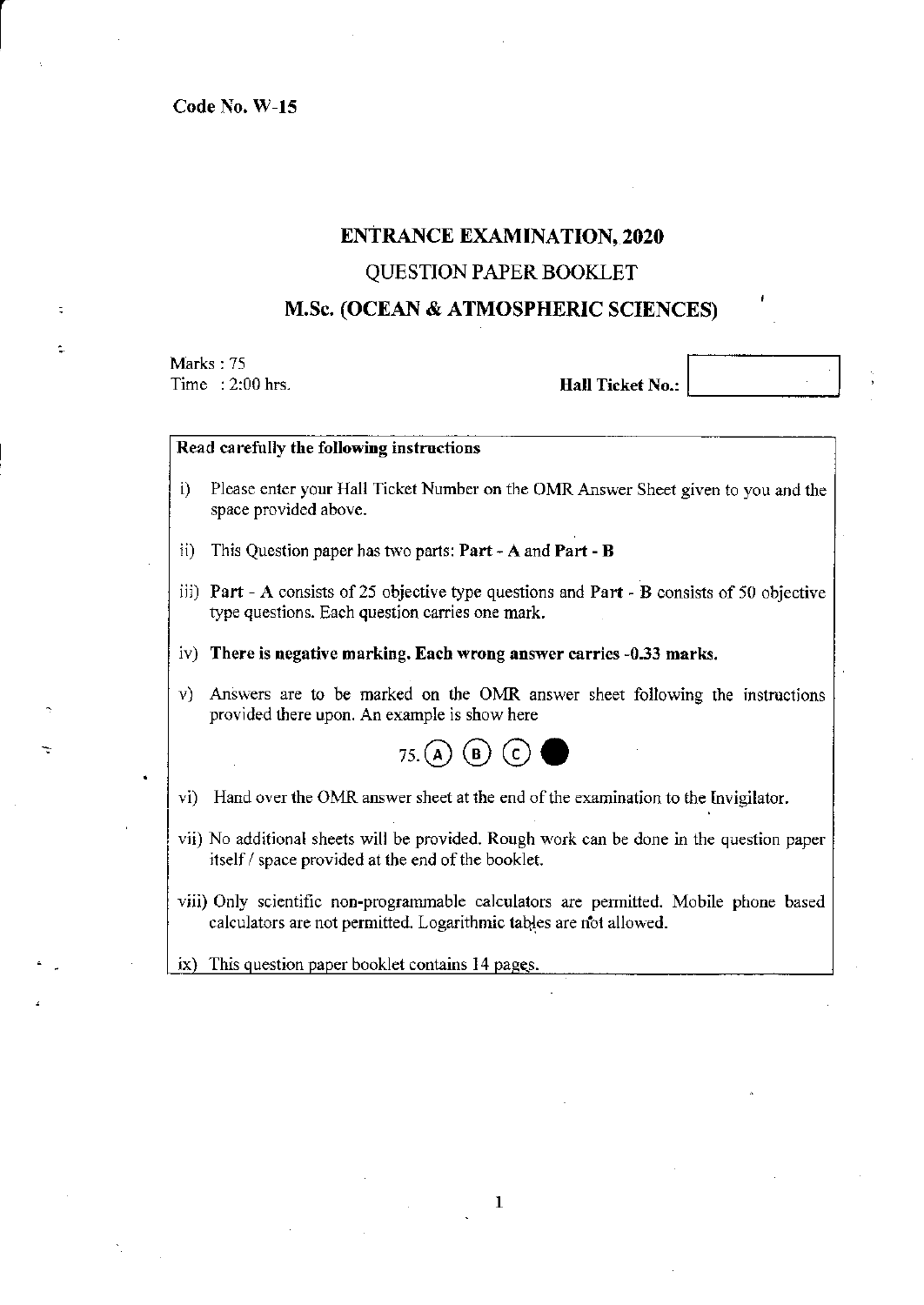Code No. W-15

# ENTRANCE EXAMINATION, 2020

## QUESTION PAPER BOOKLET

## M.Sc. (OCEAN & ATMOSPHERIC SCIENCES)

Marks : 75
Time : 2:00 hrs.

**Hall Ticket No.:**

**Read carefully the following instructions**

i) Please enter your Hall Ticket Number on the OMR Answer Sheet given to you and the space provided above.

ii) This Question paper has two parts: **Part - A** and **Part - B**

iii) **Part** - A consists of 25 objective type questions and **Part** - **B** consists of 50 objective type questions. Each question carries one mark.

iv) **There is negative marking. Each wrong answer carries -0.33 marks.**

v) Answers are to be marked on the OMR answer sheet following the instructions provided there upon. An example is show here

75. (A) (B) (C) ●

vi) Hand over the OMR answer sheet at the end of the examination to the Invigilator.

vii) No additional sheets will be provided. Rough work can be done in the question paper itself / space provided at the end of the booklet.

viii) Only scientific non-programmable calculators are permitted. Mobile phone based calculators are not permitted. Logarithmic tables are not allowed.

ix) This question paper booklet contains 14 pages.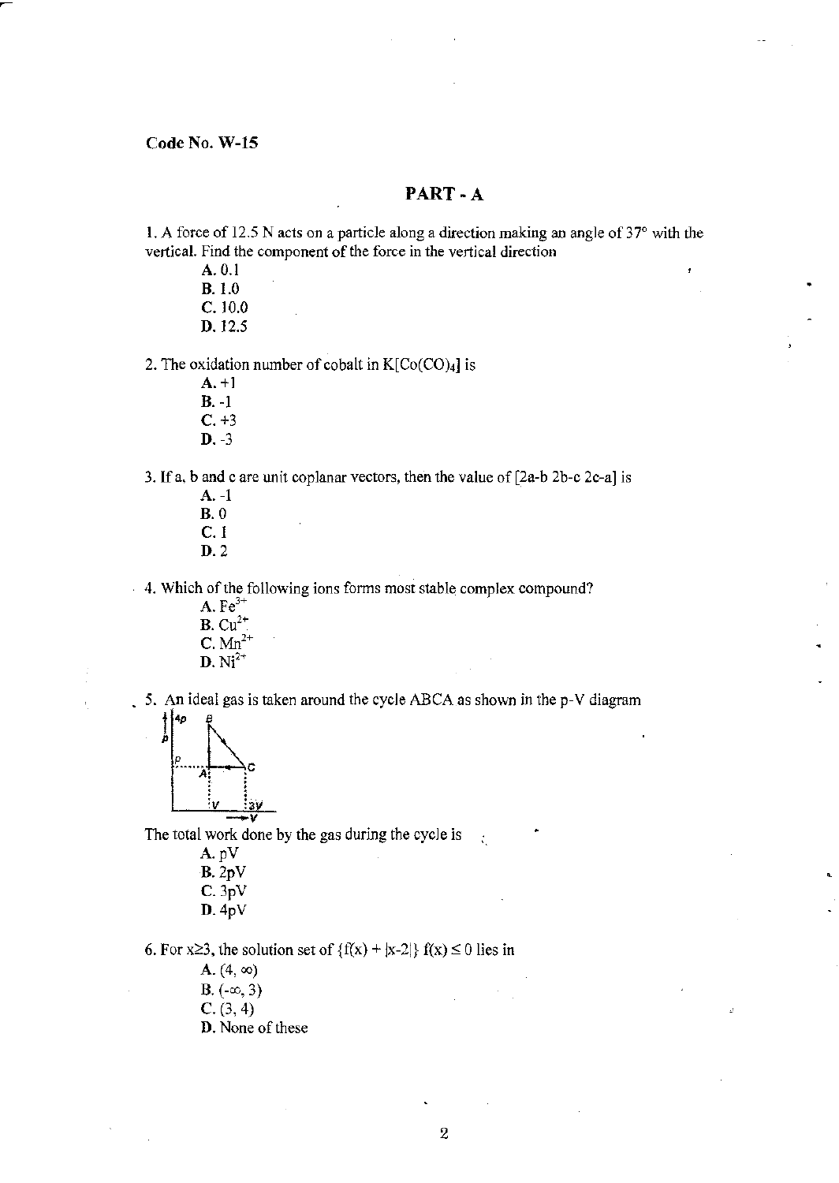Code No. W-15

## PART - A

1. A force of 12.5 N acts on a particle along a direction making an angle of 37° with the vertical. Find the component of the force in the vertical direction

   **A.** 0.1
   **B.** 1.0
   **C.** 10.0
   **D.** 12.5

2. The oxidation number of cobalt in $K[Co(CO)_4]$ is

   **A.** +1
   **B.** -1
   **C.** +3
   **D.** -3

3. If a, b and c are unit coplanar vectors, then the value of [2a-b 2b-c 2c-a] is

   **A.** -1
   **B.** 0
   **C.** 1
   **D.** 2

4. Which of the following ions forms most stable complex compound?

   **A.** $Fe^{3+}$
   **B.** $Cu^{2+}$
   **C.** $Mn^{2+}$
   **D.** $Ni^{2+}$

5. An ideal gas is taken around the cycle ABCA as shown in the p-V diagram

The total work done by the gas during the cycle is

   **A.** pV
   **B.** 2pV
   **C.** 3pV
   **D.** 4pV

6. For x≥3, the solution set of {f(x) + |x-2|} f(x) ≤ 0 lies in

   **A.** (4, ∞)
   **B.** (-∞, 3)
   **C.** (3, 4)
   **D.** None of these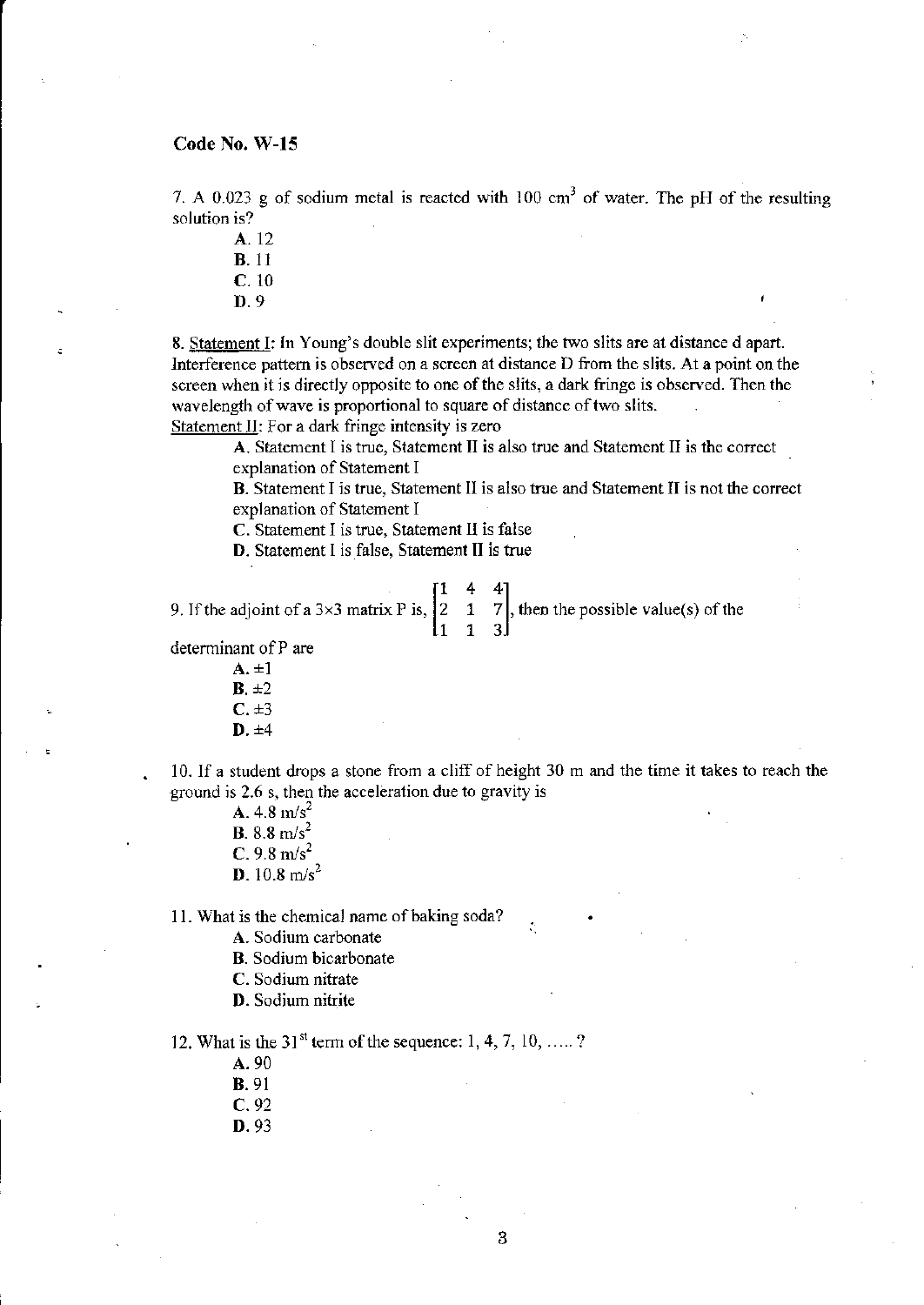**Code No. W-15**

7. A 0.023 g of sodium metal is reacted with 100 $cm^3$ of water. The pH of the resulting solution is?

**A.** 12
**B.** 11
**C.** 10
**D.** 9

8. Statement I: In Young's double slit experiments; the two slits are at distance d apart. Interference pattern is observed on a screen at distance D from the slits. At a point on the screen when it is directly opposite to one of the slits, a dark fringe is observed. Then the wavelength of wave is proportional to square of distance of two slits.
Statement II: For a dark fringe intensity is zero

**A.** Statement I is true, Statement II is also true and Statement II is the correct explanation of Statement I
**B.** Statement I is true, Statement II is also true and Statement II is not the correct explanation of Statement I
**C.** Statement I is true, Statement II is false
**D.** Statement I is false, Statement II is true

9. If the adjoint of a 3×3 matrix P is, $\begin{bmatrix} 1 & 4 & 4 \\ 2 & 1 & 7 \\ 1 & 1 & 3 \end{bmatrix}$, then the possible value(s) of the determinant of P are

**A.** ±1
**B.** ±2
**C.** ±3
**D.** ±4

10. If a student drops a stone from a cliff of height 30 m and the time it takes to reach the ground is 2.6 s, then the acceleration due to gravity is

**A.** 4.8 $m/s^2$
**B.** 8.8 $m/s^2$
**C.** 9.8 $m/s^2$
**D.** 10.8 $m/s^2$

11. What is the chemical name of baking soda?

**A.** Sodium carbonate
**B.** Sodium bicarbonate
**C.** Sodium nitrate
**D.** Sodium nitrite

12. What is the $31^{st}$ term of the sequence: 1, 4, 7, 10, ….. ?

**A.** 90
**B.** 91
**C.** 92
**D.** 93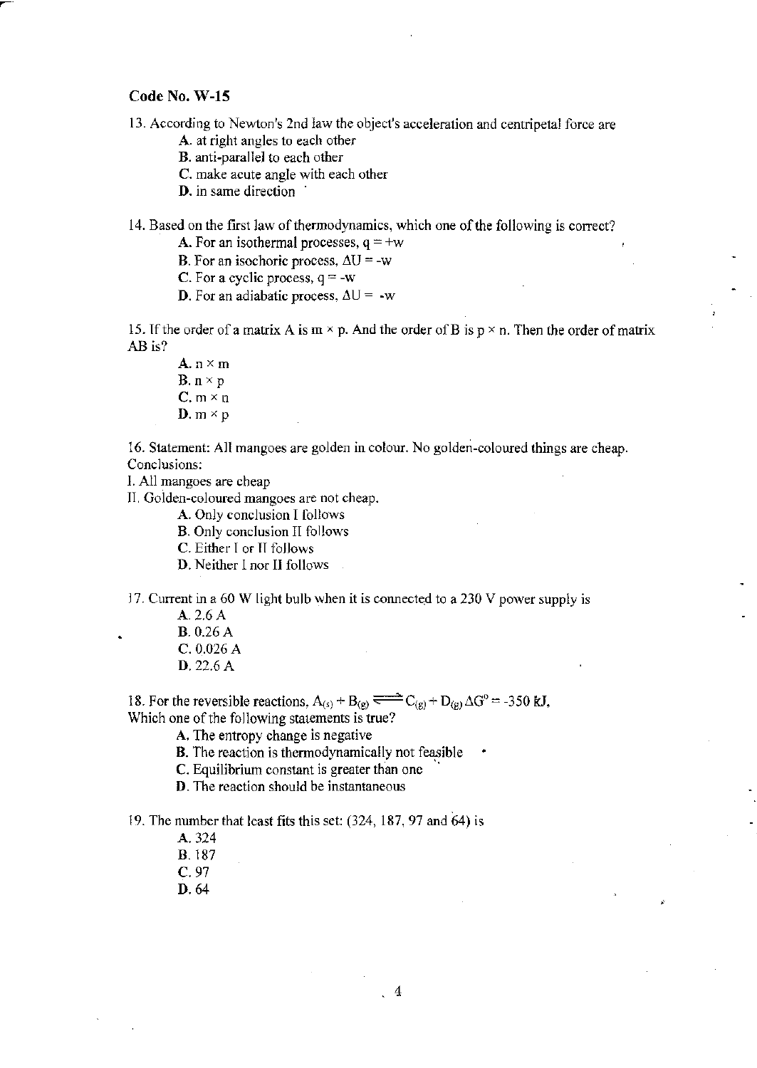**Code No. W-15**

13. According to Newton's 2nd law the object's acceleration and centripetal force are

   **A.** at right angles to each other
   **B.** anti-parallel to each other
   **C.** make acute angle with each other
   **D.** in same direction

14. Based on the first law of thermodynamics, which one of the following is correct?

   **A.** For an isothermal processes, $q = +w$
   **B.** For an isochoric process, $\Delta U = -w$
   **C.** For a cyclic process, $q = -w$
   **D.** For an adiabatic process, $\Delta U = -w$

15. If the order of a matrix A is $m \times p$. And the order of B is $p \times n$. Then the order of matrix AB is?

   **A.** $n \times m$
   **B.** $n \times p$
   **C.** $m \times n$
   **D.** $m \times p$

16. Statement: All mangoes are golden in colour. No golden-coloured things are cheap.
Conclusions:
I. All mangoes are cheap
II. Golden-coloured mangoes are not cheap.

   **A.** Only conclusion I follows
   **B.** Only conclusion II follows
   **C.** Either I or II follows
   **D.** Neither I nor II follows

17. Current in a 60 W light bulb when it is connected to a 230 V power supply is

   **A.** 2.6 A
   **B.** 0.26 A
   **C.** 0.026 A
   **D.** 22.6 A

18. For the reversible reactions, $A_{(s)} + B_{(g)} \rightleftharpoons C_{(g)} + D_{(g)}$ $\Delta G^0 = -350$ kJ.
Which one of the following statements is true?

   **A.** The entropy change is negative
   **B.** The reaction is thermodynamically not feasible
   **C.** Equilibrium constant is greater than one
   **D.** The reaction should be instantaneous

19. The number that least fits this set: (324, 187, 97 and 64) is

   **A.** 324
   **B.** 187
   **C.** 97
   **D.** 64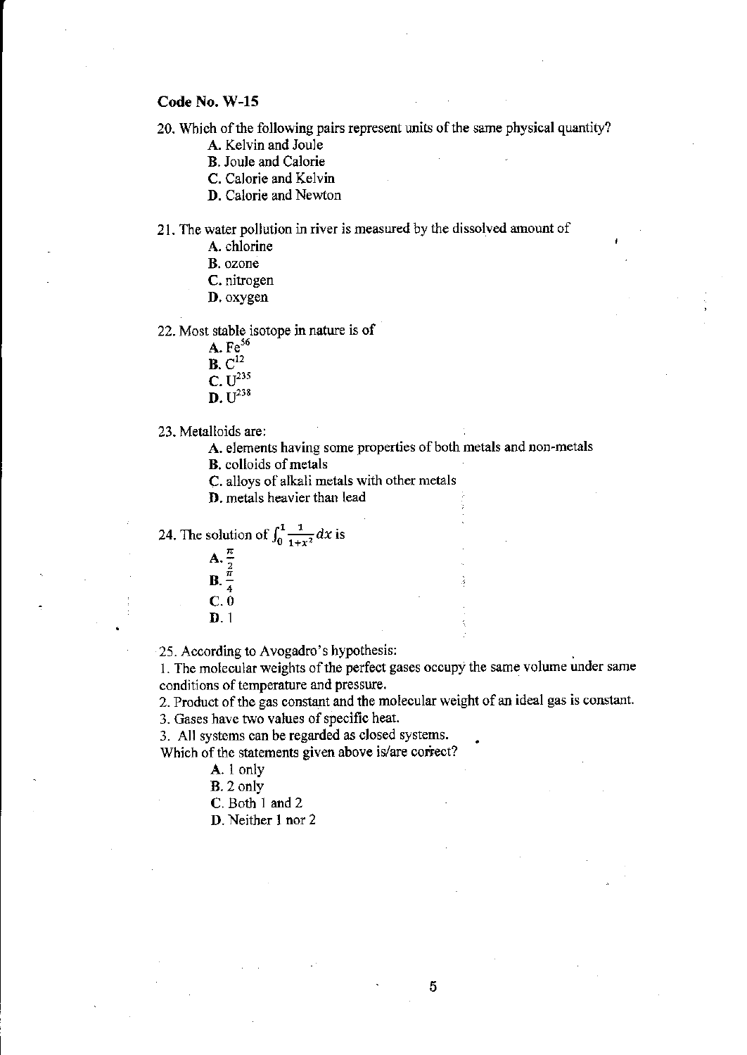**Code No. W-15**

20. Which of the following pairs represent units of the same physical quantity?
   - **A.** Kelvin and Joule
   - **B.** Joule and Calorie
   - **C.** Calorie and Kelvin
   - **D.** Calorie and Newton

21. The water pollution in river is measured by the dissolved amount of
   - **A.** chlorine
   - **B.** ozone
   - **C.** nitrogen
   - **D.** oxygen

22. Most stable isotope in nature is of
   - **A.** $Fe^{56}$
   - **B.** $C^{12}$
   - **C.** $U^{235}$
   - **D.** $U^{238}$

23. Metalloids are:
   - **A.** elements having some properties of both metals and non-metals
   - **B.** colloids of metals
   - **C.** alloys of alkali metals with other metals
   - **D.** metals heavier than lead

24. The solution of $\int_0^1 \frac{1}{1+x^2} dx$ is
   - **A.** $\frac{\pi}{2}$
   - **B.** $\frac{\pi}{4}$
   - **C.** 0
   - **D.** 1

25. According to Avogadro's hypothesis:

1. The molecular weights of the perfect gases occupy the same volume under same conditions of temperature and pressure.
2. Product of the gas constant and the molecular weight of an ideal gas is constant.
3. Gases have two values of specific heat.
3. All systems can be regarded as closed systems.

Which of the statements given above is/are correct?
   - **A.** 1 only
   - **B.** 2 only
   - **C.** Both 1 and 2
   - **D.** Neither 1 nor 2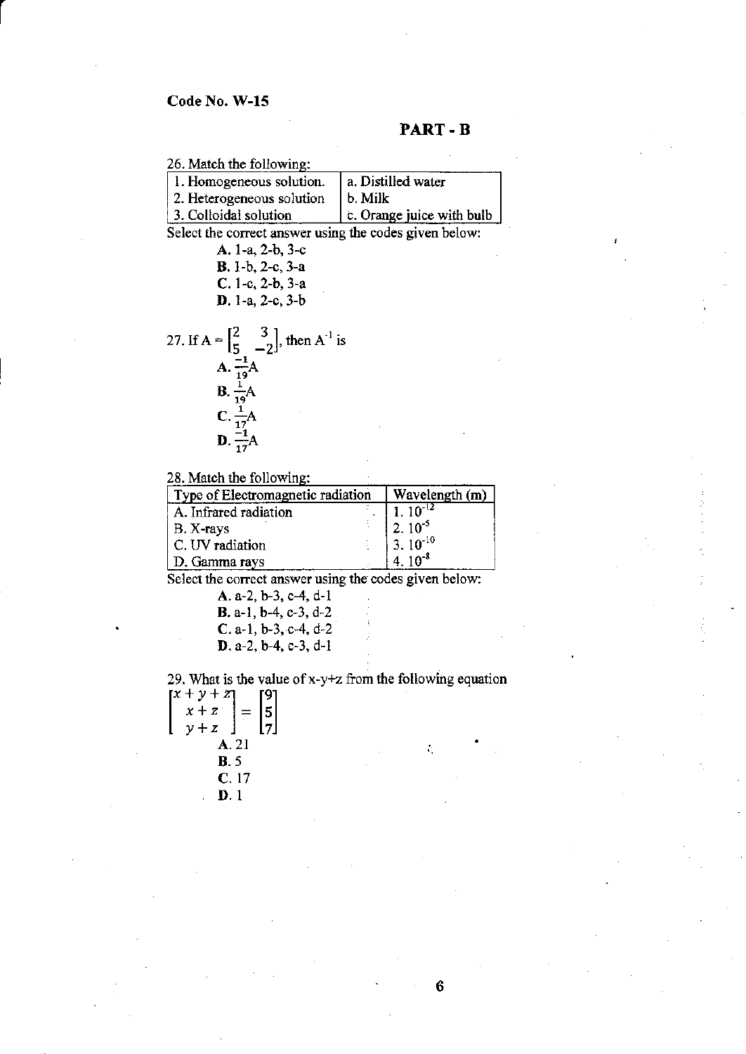Code No. W-15

## PART - B

26. Match the following:

| 1. Homogeneous solution. | a. Distilled water |
|---|---|
| 2. Heterogeneous solution | b. Milk |
| 3. Colloidal solution | c. Orange juice with bulb |

Select the correct answer using the codes given below:

**A.** 1-a, 2-b, 3-c
**B.** 1-b, 2-c, 3-a
**C.** 1-c, 2-b, 3-a
**D.** 1-a, 2-c, 3-b

27. If $A = \begin{bmatrix} 2 & 3 \\ 5 & -2 \end{bmatrix}$, then $A^{-1}$ is

**A.** $\frac{-1}{19}A$
**B.** $\frac{1}{19}A$
**C.** $\frac{1}{17}A$
**D.** $\frac{-1}{17}A$

28. Match the following:

| Type of Electromagnetic radiation | Wavelength (m) |
|---|---|
| A. Infrared radiation | 1. $10^{-12}$ |
| B. X-rays | 2. $10^{-5}$ |
| C. UV radiation | 3. $10^{-10}$ |
| D. Gamma rays | 4. $10^{-8}$ |

Select the correct answer using the codes given below:

**A.** a-2, b-3, c-4, d-1
**B.** a-1, b-4, c-3, d-2
**C.** a-1, b-3, c-4, d-2
**D.** a-2, b-4, c-3, d-1

29. What is the value of x-y+z from the following equation

$$\begin{bmatrix} x+y+z \\ x+z \\ y+z \end{bmatrix} = \begin{bmatrix} 9 \\ 5 \\ 7 \end{bmatrix}$$

**A.** 21
**B.** 5
**C.** 17
**D.** 1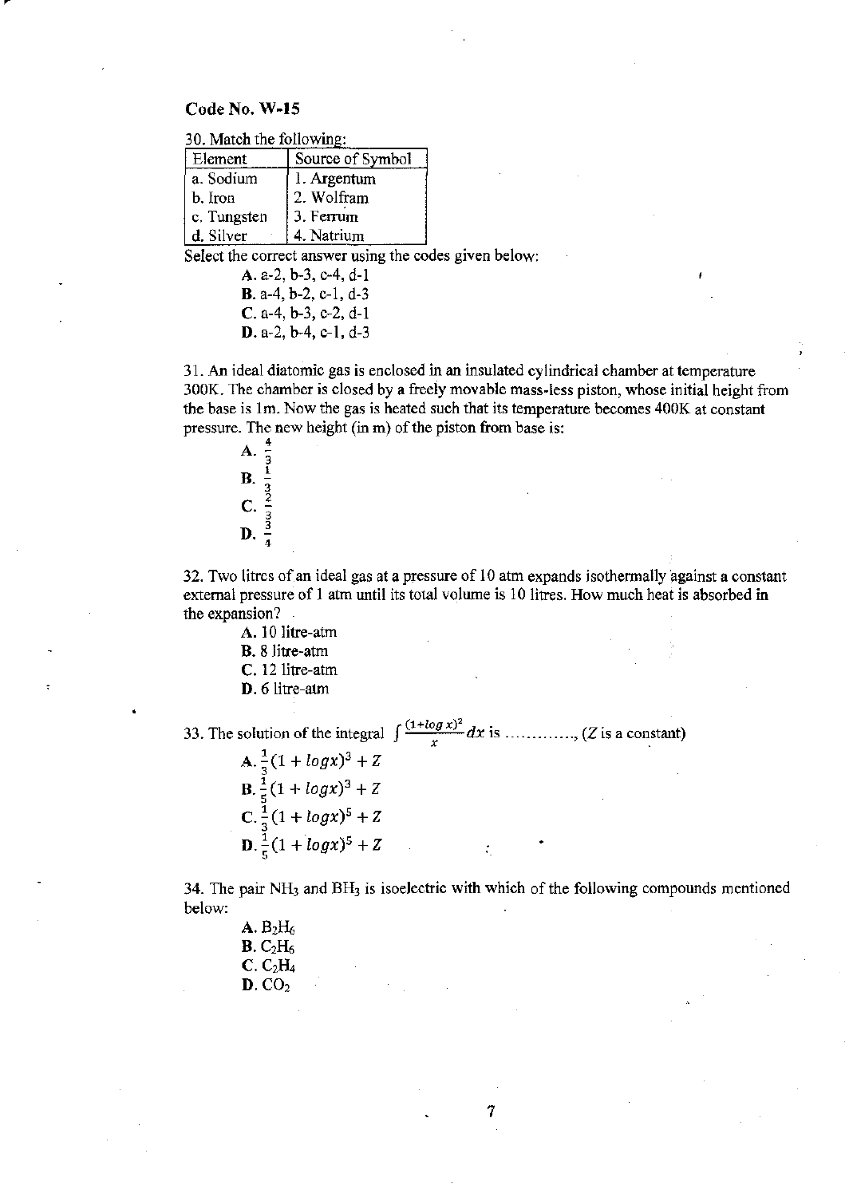**Code No. W-15**

30. Match the following:

| Element | Source of Symbol |
|---|---|
| a. Sodium | 1. Argentum |
| b. Iron | 2. Wolfram |
| c. Tungsten | 3. Ferrum |
| d. Silver | 4. Natrium |

Select the correct answer using the codes given below:

A. a-2, b-3, c-4, d-1
B. a-4, b-2, c-1, d-3
C. a-4, b-3, c-2, d-1
D. a-2, b-4, c-1, d-3

31. An ideal diatomic gas is enclosed in an insulated cylindrical chamber at temperature 300K. The chamber is closed by a freely movable mass-less piston, whose initial height from the base is 1m. Now the gas is heated such that its temperature becomes 400K at constant pressure. The new height (in m) of the piston from base is:

A. $\frac{4}{3}$
B. $\frac{1}{3}$
C. $\frac{2}{3}$
D. $\frac{3}{4}$

32. Two litres of an ideal gas at a pressure of 10 atm expands isothermally against a constant external pressure of 1 atm until its total volume is 10 litres. How much heat is absorbed in the expansion?

A. 10 litre-atm
B. 8 litre-atm
C. 12 litre-atm
D. 6 litre-atm

33. The solution of the integral $\int \frac{(1+\log x)^2}{x} dx$ is …………, ($Z$ is a constant)

A. $\frac{1}{3}(1 + logx)^3 + Z$
B. $\frac{1}{5}(1 + logx)^3 + Z$
C. $\frac{1}{3}(1 + logx)^5 + Z$
D. $\frac{1}{5}(1 + logx)^5 + Z$

34. The pair $NH_3$ and $BH_3$ is isoelectric with which of the following compounds mentioned below:

A. $B_2H_6$
B. $C_2H_6$
C. $C_2H_4$
D. $CO_2$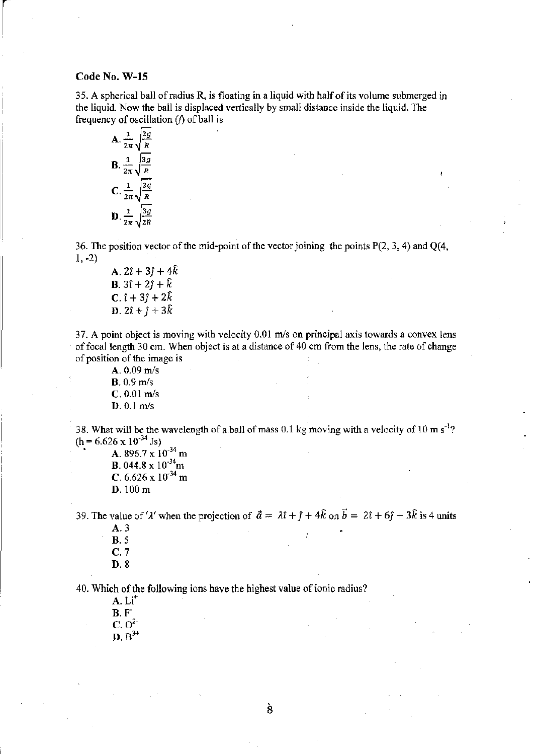**Code No. W-15**

35. A spherical ball of radius R, is floating in a liquid with half of its volume submerged in the liquid. Now the ball is displaced vertically by small distance inside the liquid. The frequency of oscillation ($f$) of ball is

A. $\frac{1}{2\pi}\sqrt{\frac{2g}{R}}$
B. $\frac{1}{2\pi}\sqrt{\frac{3g}{R}}$
C. $\frac{1}{2\pi}\sqrt{\frac{3g}{R}}$
D. $\frac{1}{2\pi}\sqrt{\frac{3g}{2R}}$

36. The position vector of the mid-point of the vector joining the points P(2, 3, 4) and Q(4, 1, -2)

A. $2\hat{i} + 3\hat{j} + 4\hat{k}$
B. $3\hat{i} + 2\hat{j} + \hat{k}$
C. $\hat{i} + 3\hat{j} + 2\hat{k}$
D. $2\hat{i} + \hat{j} + 3\hat{k}$

37. A point object is moving with velocity 0.01 m/s on principal axis towards a convex lens of focal length 30 cm. When object is at a distance of 40 cm from the lens, the rate of change of position of the image is

A. 0.09 m/s
B. 0.9 m/s
C. 0.01 m/s
D. 0.1 m/s

38. What will be the wavelength of a ball of mass 0.1 kg moving with a velocity of 10 m $s^{-1}$? (h = $6.626 \times 10^{-34}$ Js)

A. $896.7 \times 10^{-34}$ m
B. $044.8 \times 10^{-34}$m
C. $6.626 \times 10^{-34}$ m
D. 100 m

39. The value of '$\lambda$' when the projection of $\vec{a} = \lambda\hat{i} + \hat{j} + 4\hat{k}$ on $\vec{b} = 2\hat{i} + 6\hat{j} + 3\hat{k}$ is 4 units

A. 3
B. 5
C. 7
D. 8

40. Which of the following ions have the highest value of ionic radius?

A. $Li^{+}$
B. $F^{-}$
C. $O^{2-}$
D. $B^{3+}$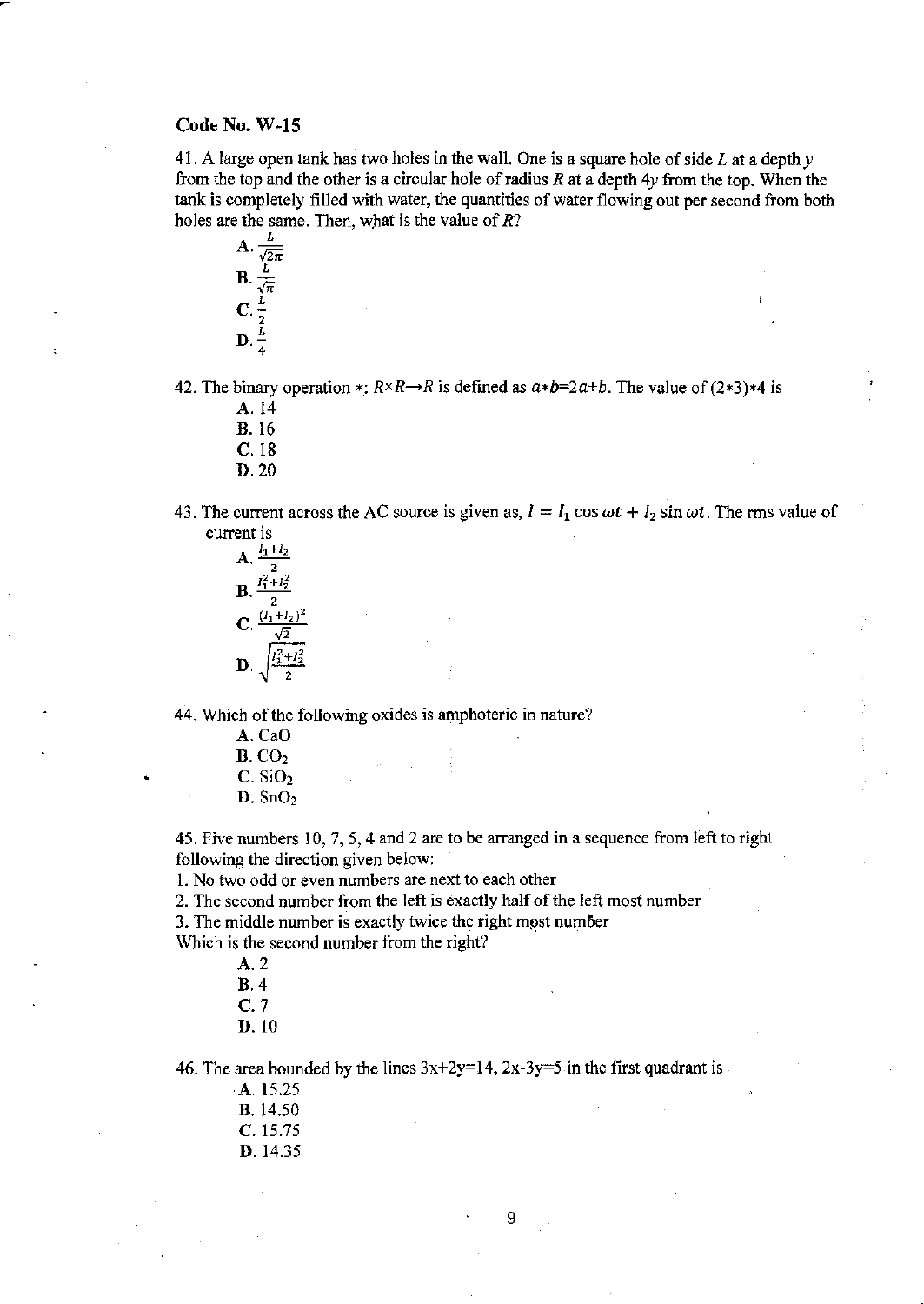**Code No. W-15**

41. A large open tank has two holes in the wall. One is a square hole of side $L$ at a depth $y$ from the top and the other is a circular hole of radius $R$ at a depth $4y$ from the top. When the tank is completely filled with water, the quantities of water flowing out per second from both holes are the same. Then, what is the value of $R$?

   A. $\frac{L}{\sqrt{2\pi}}$
   B. $\frac{L}{\sqrt{\pi}}$
   C. $\frac{L}{2}$
   D. $\frac{L}{4}$

42. The binary operation $*: R \times R \to R$ is defined as $a*b=2a+b$. The value of $(2*3)*4$ is

   A. 14
   B. 16
   C. 18
   D. 20

43. The current across the AC source is given as, $I = I_1 \cos \omega t + I_2 \sin \omega t$. The rms value of current is

   A. $\frac{I_1+I_2}{2}$
   B. $\frac{I_1^2+I_2^2}{2}$
   C. $\frac{(I_1+I_2)^2}{\sqrt{2}}$
   D. $\sqrt{\frac{I_1^2+I_2^2}{2}}$

44. Which of the following oxides is amphoteric in nature?

   A. $CaO$
   B. $CO_2$
   C. $SiO_2$
   D. $SnO_2$

45. Five numbers 10, 7, 5, 4 and 2 are to be arranged in a sequence from left to right following the direction given below:

1. No two odd or even numbers are next to each other
2. The second number from the left is exactly half of the left most number
3. The middle number is exactly twice the right most number

Which is the second number from the right?

   A. 2
   B. 4
   C. 7
   D. 10

46. The area bounded by the lines $3x+2y=14$, $2x-3y=5$ in the first quadrant is

   A. 15.25
   B. 14.50
   C. 15.75
   D. 14.35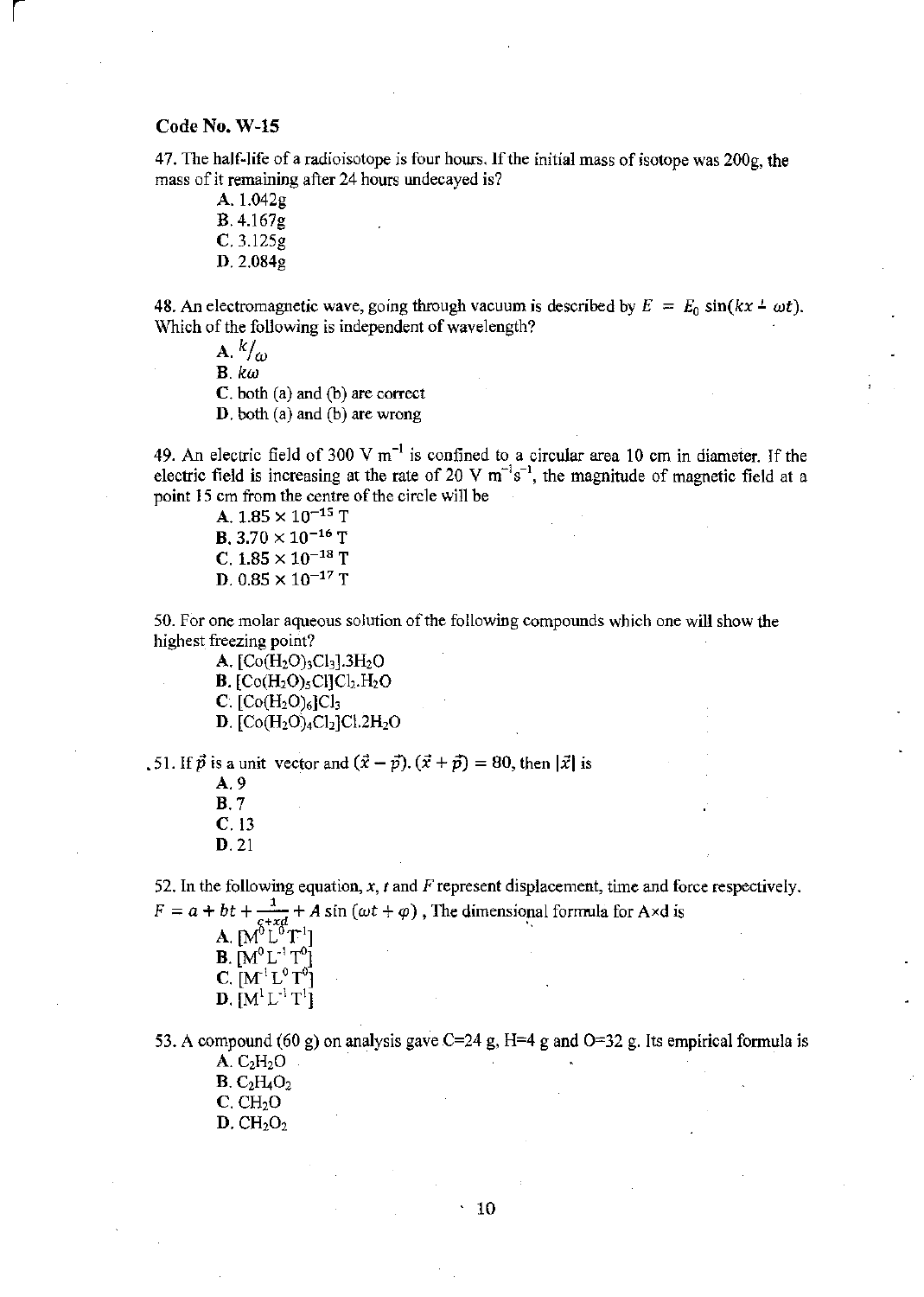**Code No. W-15**

47. The half-life of a radioisotope is four hours. If the initial mass of isotope was 200g, the mass of it remaining after 24 hours undecayed is?

A. 1.042g
B. 4.167g
C. 3.125g
D. 2.084g

48. An electromagnetic wave, going through vacuum is described by $E = E_0 \sin(kx - \omega t)$. Which of the following is independent of wavelength?

A. $k/\omega$
B. $k\omega$
C. both (a) and (b) are correct
D. both (a) and (b) are wrong

49. An electric field of 300 V $m^{-1}$ is confined to a circular area 10 cm in diameter. If the electric field is increasing at the rate of 20 V $m^{-1}s^{-1}$, the magnitude of magnetic field at a point 15 cm from the centre of the circle will be

A. $1.85 \times 10^{-15}$ T
B. $3.70 \times 10^{-16}$ T
C. $1.85 \times 10^{-18}$ T
D. $0.85 \times 10^{-17}$ T

50. For one molar aqueous solution of the following compounds which one will show the highest freezing point?

A. $[Co(H_2O)_3Cl_3].3H_2O$
B. $[Co(H_2O)_5Cl]Cl_2.H_2O$
C. $[Co(H_2O)_6]Cl_3$
D. $[Co(H_2O)_4Cl_2]Cl.2H_2O$

51. If $\vec{p}$ is a unit vector and $(\vec{x} - \vec{p}).(\vec{x} + \vec{p}) = 80$, then $|\vec{x}|$ is

A. 9
B. 7
C. 13
D. 21

52. In the following equation, $x$, $t$ and $F$ represent displacement, time and force respectively. $F = a + bt + \frac{1}{c+xd} + A\sin(\omega t + \varphi)$ , The dimensional formula for A×d is

A. $[M^0L^0T^1]$
B. $[M^0L^{-1}T^0]$
C. $[M^{-1}L^0T^0]$
D. $[M^1L^{-1}T^1]$

53. A compound (60 g) on analysis gave C=24 g, H=4 g and O=32 g. Its empirical formula is

A. $C_2H_2O$
B. $C_2H_4O_2$
C. $CH_2O$
D. $CH_2O_2$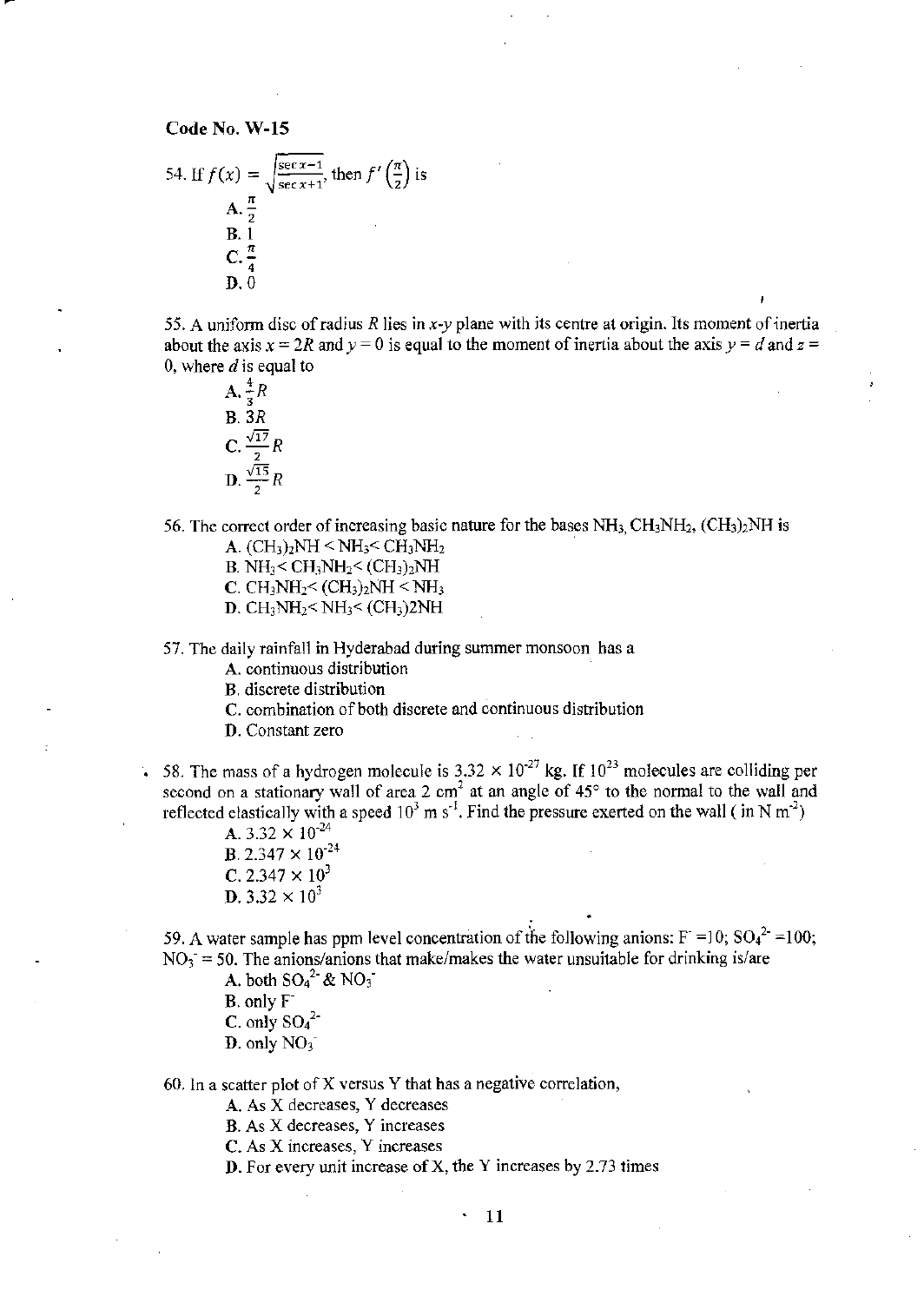**Code No. W-15**

54. If $f(x) = \sqrt{\frac{\sec x - 1}{\sec x + 1}}$, then $f'\left(\frac{\pi}{2}\right)$ is

   A. $\frac{\pi}{2}$
   B. 1
   C. $\frac{\pi}{4}$
   D. 0

55. A uniform disc of radius $R$ lies in $x$-$y$ plane with its centre at origin. Its moment of inertia about the axis $x = 2R$ and $y = 0$ is equal to the moment of inertia about the axis $y = d$ and $z = 0$, where $d$ is equal to

   A. $\frac{4}{3}R$
   B. $3R$
   C. $\frac{\sqrt{17}}{2}R$
   D. $\frac{\sqrt{15}}{2}R$

56. The correct order of increasing basic nature for the bases $NH_3$, $CH_3NH_2$, $(CH_3)_2NH$ is

   A. $(CH_3)_2NH < NH_3 < CH_3NH_2$
   B. $NH_3 < CH_3NH_2 < (CH_3)_2NH$
   C. $CH_3NH_2 < (CH_3)_2NH < NH_3$
   D. $CH_3NH_2 < NH_3 < (CH_3)2NH$

57. The daily rainfall in Hyderabad during summer monsoon has a

   A. continuous distribution
   B. discrete distribution
   C. combination of both discrete and continuous distribution
   D. Constant zero

58. The mass of a hydrogen molecule is $3.32 \times 10^{-27}$ kg. If $10^{23}$ molecules are colliding per second on a stationary wall of area 2 $cm^2$ at an angle of 45° to the normal to the wall and reflected elastically with a speed $10^3$ m $s^{-1}$. Find the pressure exerted on the wall ( in N $m^{-2}$)

   A. $3.32 \times 10^{-24}$
   B. $2.347 \times 10^{-24}$
   C. $2.347 \times 10^{3}$
   D. $3.32 \times 10^{3}$

59. A water sample has ppm level concentration of the following anions: $F^- = 10$; $SO_4^{2-} = 100$; $NO_3^- = 50$. The anions/anions that make/makes the water unsuitable for drinking is/are

   A. both $SO_4^{2-}$ & $NO_3^-$
   B. only $F^-$
   C. only $SO_4^{2-}$
   D. only $NO_3^-$

60. In a scatter plot of X versus Y that has a negative correlation,

   A. As X decreases, Y decreases
   B. As X decreases, Y increases
   C. As X increases, Y increases
   D. For every unit increase of X, the Y increases by 2.73 times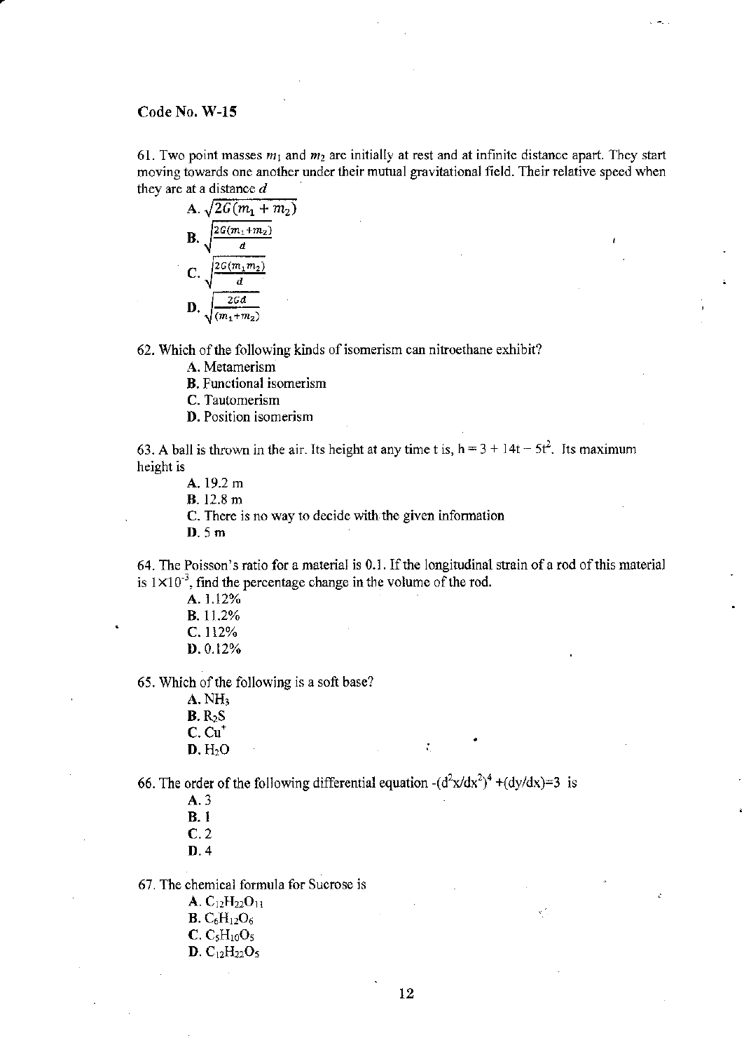Code No. W-15

61. Two point masses $m_1$ and $m_2$ are initially at rest and at infinite distance apart. They start moving towards one another under their mutual gravitational field. Their relative speed when they are at a distance $d$

A. $\sqrt{2G(m_1 + m_2)}$

B. $\sqrt{\frac{2G(m_1+m_2)}{d}}$

C. $\sqrt{\frac{2G(m_1 m_2)}{d}}$

D. $\sqrt{\frac{2Gd}{(m_1+m_2)}}$

62. Which of the following kinds of isomerism can nitroethane exhibit?

A. Metamerism
B. Functional isomerism
C. Tautomerism
D. Position isomerism

63. A ball is thrown in the air. Its height at any time t is, $h = 3 + 14t - 5t^2$. Its maximum height is

A. 19.2 m
B. 12.8 m
C. There is no way to decide with the given information
D. 5 m

64. The Poisson's ratio for a material is 0.1. If the longitudinal strain of a rod of this material is $1\times10^{-3}$, find the percentage change in the volume of the rod.

A. 1.12%
B. 11.2%
C. 112%
D. 0.12%

65. Which of the following is a soft base?

A. $NH_3$
B. $R_2S$
C. $Cu^+$
D. $H_2O$

66. The order of the following differential equation $-(d^2x/dx^2)^4 + (dy/dx) = 3$ is

A. 3
B. 1
C. 2
D. 4

67. The chemical formula for Sucrose is

A. $C_{12}H_{22}O_{11}$
B. $C_6H_{12}O_6$
C. $C_5H_{10}O_5$
D. $C_{12}H_{22}O_5$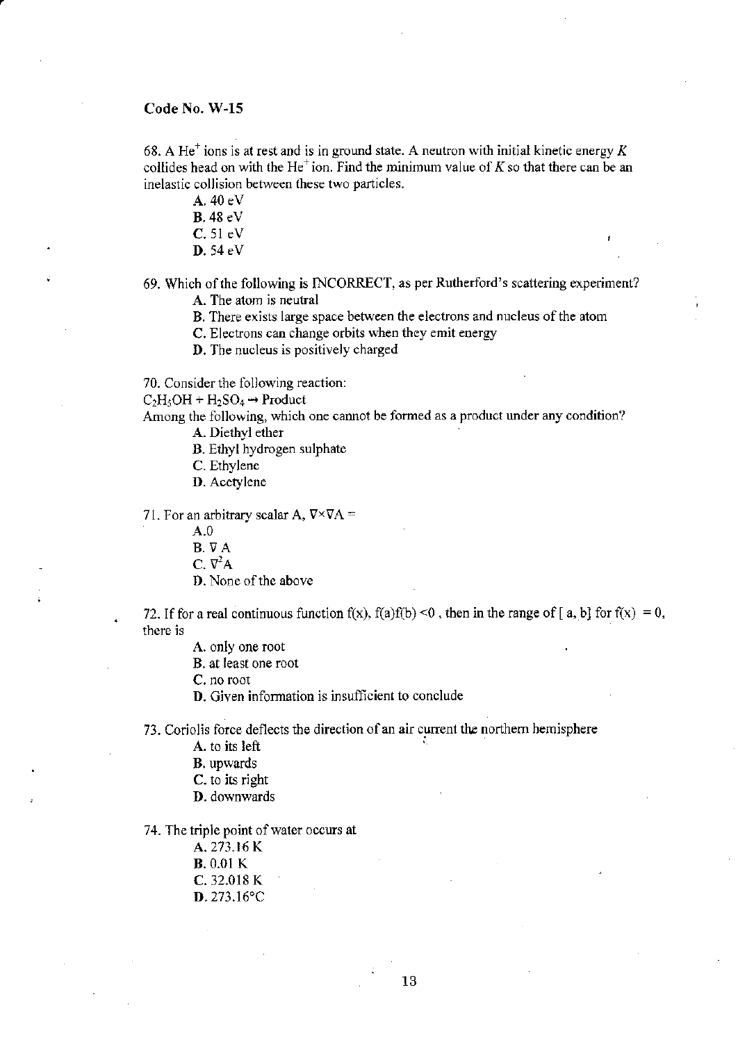Code No. W-15

68. A $He^+$ ions is at rest and is in ground state. A neutron with initial kinetic energy $K$ collides head on with the $He^+$ ion. Find the minimum value of $K$ so that there can be an inelastic collision between these two particles.

A. 40 eV
B. 48 eV
C. 51 eV
D. 54 eV

69. Which of the following is INCORRECT, as per Rutherford's scattering experiment?

A. The atom is neutral
B. There exists large space between the electrons and nucleus of the atom
C. Electrons can change orbits when they emit energy
D. The nucleus is positively charged

70. Consider the following reaction:

$C_2H_5OH + H_2SO_4 \rightarrow$ Product

Among the following, which one cannot be formed as a product under any condition?

A. Diethyl ether
B. Ethyl hydrogen sulphate
C. Ethylene
D. Acetylene

71. For an arbitrary scalar A, $\nabla \times \nabla A =$

A. 0
B. $\nabla$ A
C. $\nabla^2 A$
D. None of the above

72. If for a real continuous function f(x), f(a)f(b) <0 , then in the range of [ a, b] for f(x) = 0, there is

A. only one root
B. at least one root
C. no root
D. Given information is insufficient to conclude

73. Coriolis force deflects the direction of an air current the northern hemisphere

A. to its left
B. upwards
C. to its right
D. downwards

74. The triple point of water occurs at

A. 273.16 K
B. 0.01 K
C. 32.018 K
D. 273.16°C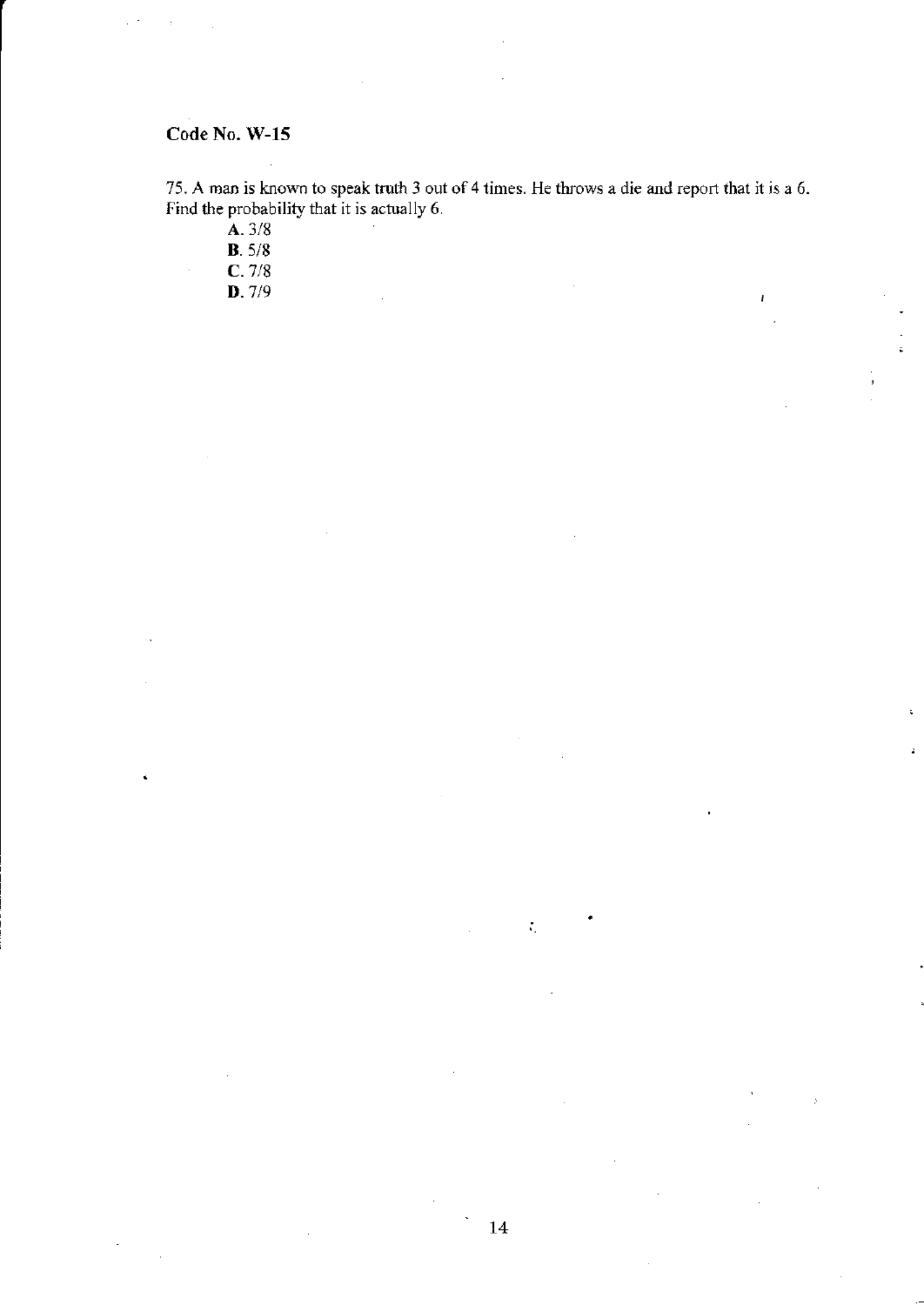**Code No. W-15**

75. A man is known to speak truth 3 out of 4 times. He throws a die and report that it is a 6. Find the probability that it is actually 6.

**A.** 3/8
**B.** 5/8
**C.** 7/8
**D.** 7/9